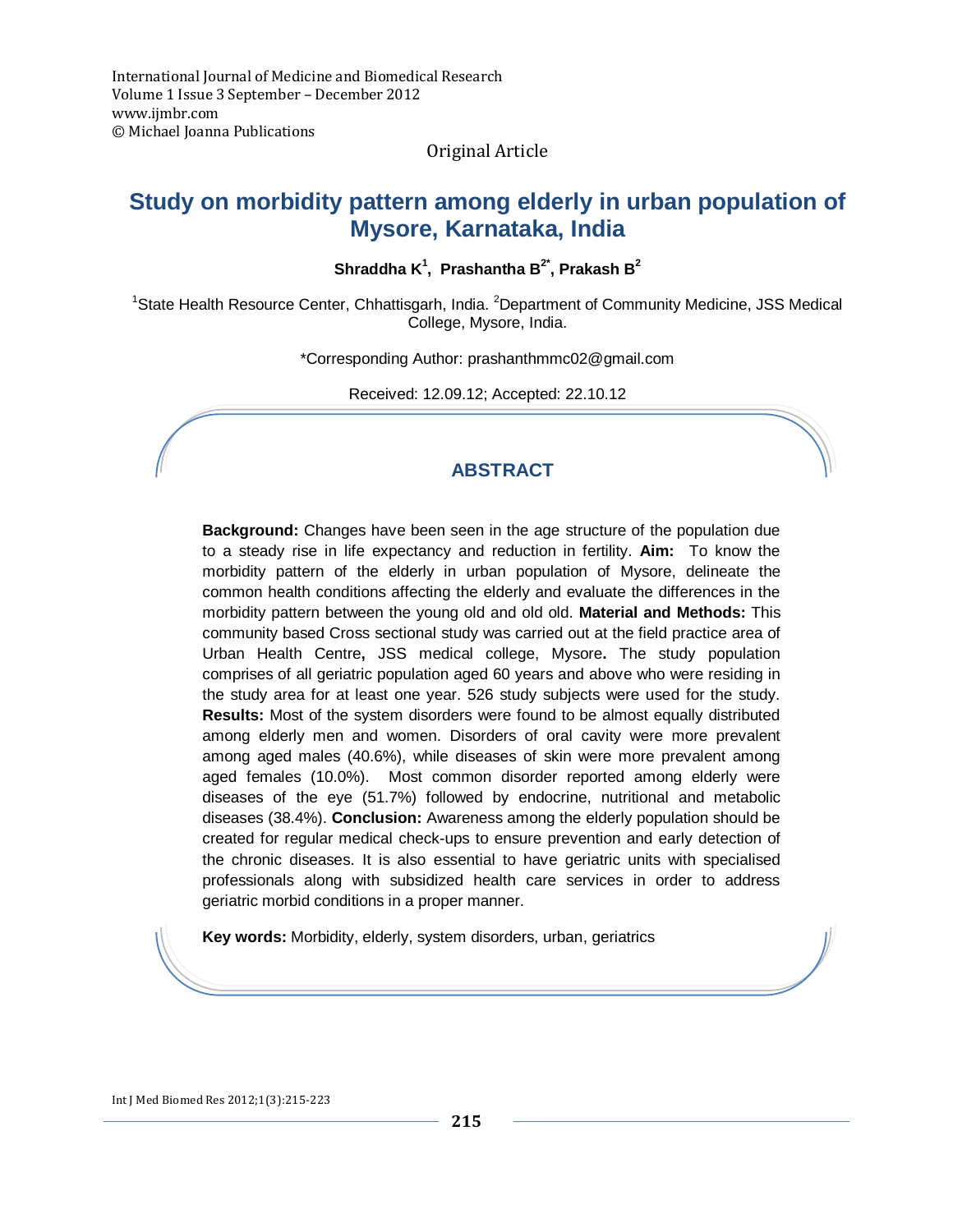International Journal of Medicine and Biomedical Research
Volume 1 Issue 3 September – December 2012
www.ijmbr.com
© Michael Joanna Publications

Original Article

# Study on morbidity pattern among elderly in urban population of Mysore, Karnataka, India

**Shraddha K[1], Prashantha B[2*], Prakash B[2]**

[1]State Health Resource Center, Chhattisgarh, India. [2]Department of Community Medicine, JSS Medical College, Mysore, India.

*Corresponding Author: prashanthmmc02@gmail.com

Received: 12.09.12; Accepted: 22.10.12

## ABSTRACT

**Background:** Changes have been seen in the age structure of the population due to a steady rise in life expectancy and reduction in fertility. **Aim:** To know the morbidity pattern of the elderly in urban population of Mysore, delineate the common health conditions affecting the elderly and evaluate the differences in the morbidity pattern between the young old and old old. **Material and Methods:** This community based Cross sectional study was carried out at the field practice area of Urban Health Centre**,** JSS medical college, Mysore**.** The study population comprises of all geriatric population aged 60 years and above who were residing in the study area for at least one year. 526 study subjects were used for the study. **Results:** Most of the system disorders were found to be almost equally distributed among elderly men and women. Disorders of oral cavity were more prevalent among aged males (40.6%), while diseases of skin were more prevalent among aged females (10.0%). Most common disorder reported among elderly were diseases of the eye (51.7%) followed by endocrine, nutritional and metabolic diseases (38.4%). **Conclusion:** Awareness among the elderly population should be created for regular medical check-ups to ensure prevention and early detection of the chronic diseases. It is also essential to have geriatric units with specialised professionals along with subsidized health care services in order to address geriatric morbid conditions in a proper manner.

**Key words:** Morbidity, elderly, system disorders, urban, geriatrics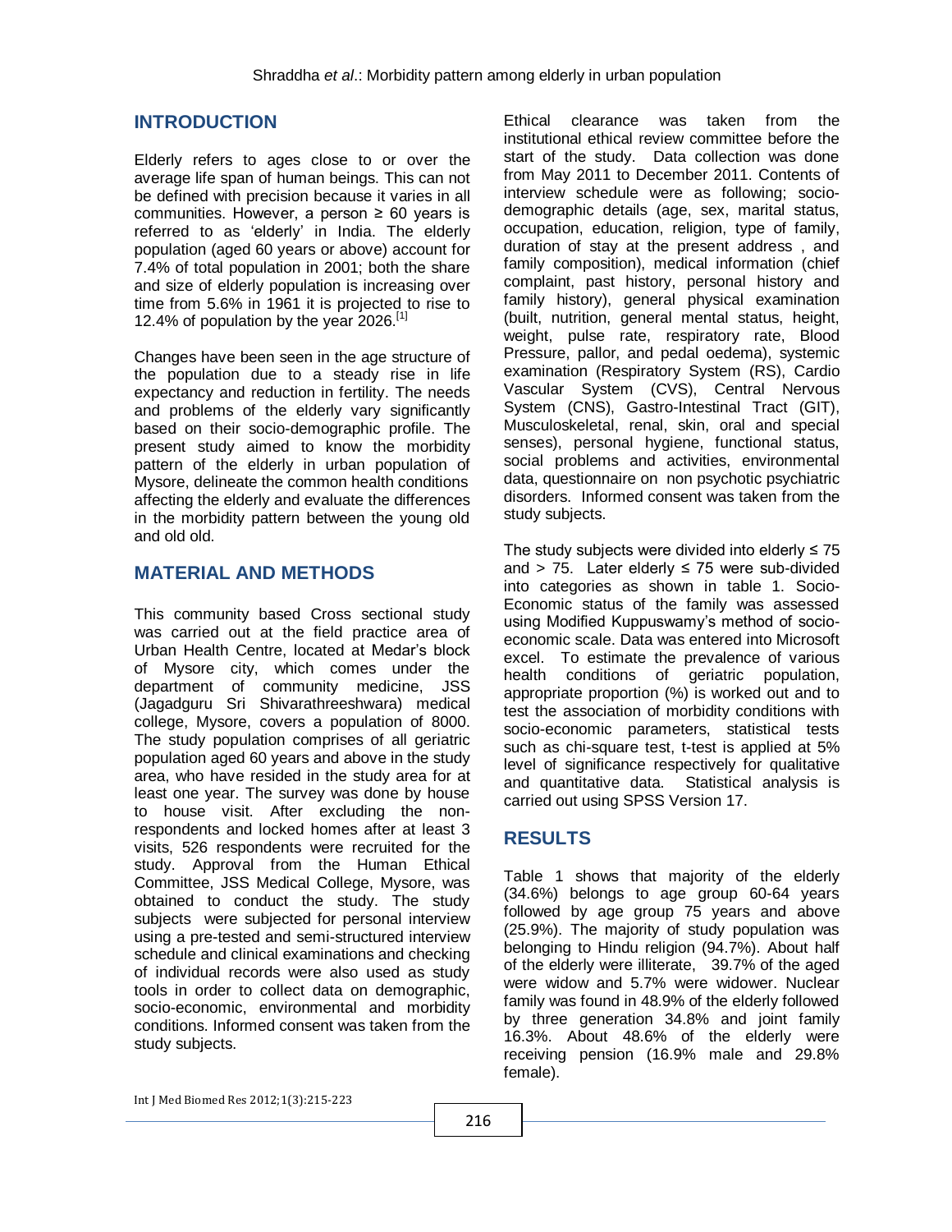## INTRODUCTION

Elderly refers to ages close to or over the average life span of human beings. This can not be defined with precision because it varies in all communities. However, a person ≥ 60 years is referred to as 'elderly' in India. The elderly population (aged 60 years or above) account for 7.4% of total population in 2001; both the share and size of elderly population is increasing over time from 5.6% in 1961 it is projected to rise to 12.4% of population by the year 2026.[1]

Changes have been seen in the age structure of the population due to a steady rise in life expectancy and reduction in fertility. The needs and problems of the elderly vary significantly based on their socio-demographic profile. The present study aimed to know the morbidity pattern of the elderly in urban population of Mysore, delineate the common health conditions affecting the elderly and evaluate the differences in the morbidity pattern between the young old and old old.

## MATERIAL AND METHODS

This community based Cross sectional study was carried out at the field practice area of Urban Health Centre, located at Medar's block of Mysore city, which comes under the department of community medicine, JSS (Jagadguru Sri Shivarathreeshwara) medical college, Mysore, covers a population of 8000. The study population comprises of all geriatric population aged 60 years and above in the study area, who have resided in the study area for at least one year. The survey was done by house to house visit. After excluding the non-respondents and locked homes after at least 3 visits, 526 respondents were recruited for the study. Approval from the Human Ethical Committee, JSS Medical College, Mysore, was obtained to conduct the study. The study subjects were subjected for personal interview using a pre-tested and semi-structured interview schedule and clinical examinations and checking of individual records were also used as study tools in order to collect data on demographic, socio-economic, environmental and morbidity conditions. Informed consent was taken from the study subjects.

Ethical clearance was taken from the institutional ethical review committee before the start of the study. Data collection was done from May 2011 to December 2011. Contents of interview schedule were as following; socio-demographic details (age, sex, marital status, occupation, education, religion, type of family, duration of stay at the present address , and family composition), medical information (chief complaint, past history, personal history and family history), general physical examination (built, nutrition, general mental status, height, weight, pulse rate, respiratory rate, Blood Pressure, pallor, and pedal oedema), systemic examination (Respiratory System (RS), Cardio Vascular System (CVS), Central Nervous System (CNS), Gastro-Intestinal Tract (GIT), Musculoskeletal, renal, skin, oral and special senses), personal hygiene, functional status, social problems and activities, environmental data, questionnaire on non psychotic psychiatric disorders. Informed consent was taken from the study subjects.

The study subjects were divided into elderly ≤ 75 and > 75. Later elderly ≤ 75 were sub-divided into categories as shown in table 1. Socio-Economic status of the family was assessed using Modified Kuppuswamy's method of socio-economic scale. Data was entered into Microsoft excel. To estimate the prevalence of various health conditions of geriatric population, appropriate proportion (%) is worked out and to test the association of morbidity conditions with socio-economic parameters, statistical tests such as chi-square test, t-test is applied at 5% level of significance respectively for qualitative and quantitative data. Statistical analysis is carried out using SPSS Version 17.

## RESULTS

Table 1 shows that majority of the elderly (34.6%) belongs to age group 60-64 years followed by age group 75 years and above (25.9%). The majority of study population was belonging to Hindu religion (94.7%). About half of the elderly were illiterate, 39.7% of the aged were widow and 5.7% were widower. Nuclear family was found in 48.9% of the elderly followed by three generation 34.8% and joint family 16.3%. About 48.6% of the elderly were receiving pension (16.9% male and 29.8% female).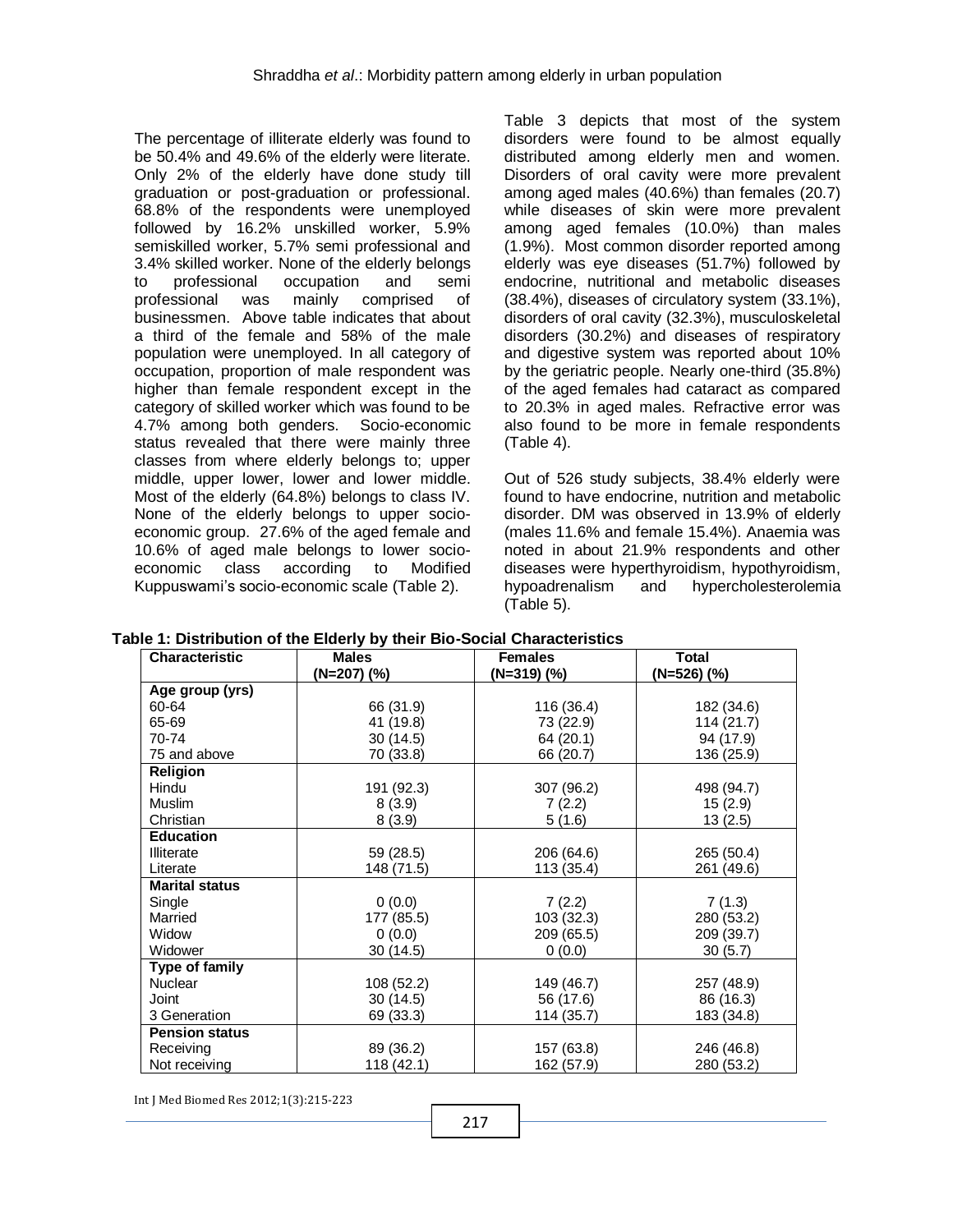The percentage of illiterate elderly was found to be 50.4% and 49.6% of the elderly were literate. Only 2% of the elderly have done study till graduation or post-graduation or professional. 68.8% of the respondents were unemployed followed by 16.2% unskilled worker, 5.9% semiskilled worker, 5.7% semi professional and 3.4% skilled worker. None of the elderly belongs to professional occupation and semi professional was mainly comprised of businessmen. Above table indicates that about a third of the female and 58% of the male population were unemployed. In all category of occupation, proportion of male respondent was higher than female respondent except in the category of skilled worker which was found to be 4.7% among both genders. Socio-economic status revealed that there were mainly three classes from where elderly belongs to; upper middle, upper lower, lower and lower middle. Most of the elderly (64.8%) belongs to class IV. None of the elderly belongs to upper socio-economic group. 27.6% of the aged female and 10.6% of aged male belongs to lower socio-economic class according to Modified Kuppuswami's socio-economic scale (Table 2).

Table 3 depicts that most of the system disorders were found to be almost equally distributed among elderly men and women. Disorders of oral cavity were more prevalent among aged males (40.6%) than females (20.7) while diseases of skin were more prevalent among aged females (10.0%) than males (1.9%). Most common disorder reported among elderly was eye diseases (51.7%) followed by endocrine, nutritional and metabolic diseases (38.4%), diseases of circulatory system (33.1%), disorders of oral cavity (32.3%), musculoskeletal disorders (30.2%) and diseases of respiratory and digestive system was reported about 10% by the geriatric people. Nearly one-third (35.8%) of the aged females had cataract as compared to 20.3% in aged males. Refractive error was also found to be more in female respondents (Table 4).

Out of 526 study subjects, 38.4% elderly were found to have endocrine, nutrition and metabolic disorder. DM was observed in 13.9% of elderly (males 11.6% and female 15.4%). Anaemia was noted in about 21.9% respondents and other diseases were hyperthyroidism, hypothyroidism, hypoadrenalism and hypercholesterolemia (Table 5).

**Table 1: Distribution of the Elderly by their Bio-Social Characteristics**

| Characteristic | Males (N=207) (%) | Females (N=319) (%) | Total (N=526) (%) |
|---|---|---|---|
| **Age group (yrs)** | | | |
| 60-64 | 66 (31.9) | 116 (36.4) | 182 (34.6) |
| 65-69 | 41 (19.8) | 73 (22.9) | 114 (21.7) |
| 70-74 | 30 (14.5) | 64 (20.1) | 94 (17.9) |
| 75 and above | 70 (33.8) | 66 (20.7) | 136 (25.9) |
| **Religion** | | | |
| Hindu | 191 (92.3) | 307 (96.2) | 498 (94.7) |
| Muslim | 8 (3.9) | 7 (2.2) | 15 (2.9) |
| Christian | 8 (3.9) | 5 (1.6) | 13 (2.5) |
| **Education** | | | |
| Illiterate | 59 (28.5) | 206 (64.6) | 265 (50.4) |
| Literate | 148 (71.5) | 113 (35.4) | 261 (49.6) |
| **Marital status** | | | |
| Single | 0 (0.0) | 7 (2.2) | 7 (1.3) |
| Married | 177 (85.5) | 103 (32.3) | 280 (53.2) |
| Widow | 0 (0.0) | 209 (65.5) | 209 (39.7) |
| Widower | 30 (14.5) | 0 (0.0) | 30 (5.7) |
| **Type of family** | | | |
| Nuclear | 108 (52.2) | 149 (46.7) | 257 (48.9) |
| Joint | 30 (14.5) | 56 (17.6) | 86 (16.3) |
| 3 Generation | 69 (33.3) | 114 (35.7) | 183 (34.8) |
| **Pension status** | | | |
| Receiving | 89 (36.2) | 157 (63.8) | 246 (46.8) |
| Not receiving | 118 (42.1) | 162 (57.9) | 280 (53.2) |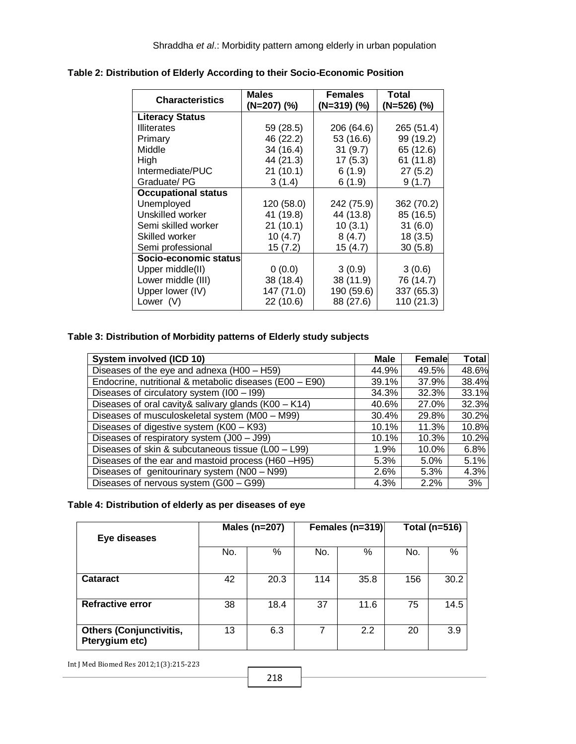**Table 2: Distribution of Elderly According to their Socio-Economic Position**

| Characteristics | Males (N=207) (%) | Females (N=319) (%) | Total (N=526) (%) |
|---|---|---|---|
| **Literacy Status** | | | |
| Illiterates | 59 (28.5) | 206 (64.6) | 265 (51.4) |
| Primary | 46 (22.2) | 53 (16.6) | 99 (19.2) |
| Middle | 34 (16.4) | 31 (9.7) | 65 (12.6) |
| High | 44 (21.3) | 17 (5.3) | 61 (11.8) |
| Intermediate/PUC | 21 (10.1) | 6 (1.9) | 27 (5.2) |
| Graduate/ PG | 3 (1.4) | 6 (1.9) | 9 (1.7) |
| **Occupational status** | | | |
| Unemployed | 120 (58.0) | 242 (75.9) | 362 (70.2) |
| Unskilled worker | 41 (19.8) | 44 (13.8) | 85 (16.5) |
| Semi skilled worker | 21 (10.1) | 10 (3.1) | 31 (6.0) |
| Skilled worker | 10 (4.7) | 8 (4.7) | 18 (3.5) |
| Semi professional | 15 (7.2) | 15 (4.7) | 30 (5.8) |
| **Socio-economic status** | | | |
| Upper middle(II) | 0 (0.0) | 3 (0.9) | 3 (0.6) |
| Lower middle (III) | 38 (18.4) | 38 (11.9) | 76 (14.7) |
| Upper lower (IV) | 147 (71.0) | 190 (59.6) | 337 (65.3) |
| Lower (V) | 22 (10.6) | 88 (27.6) | 110 (21.3) |

**Table 3: Distribution of Morbidity patterns of Elderly study subjects**

| System involved (ICD 10) | Male | Female | Total |
|---|---|---|---|
| Diseases of the eye and adnexa (H00 – H59) | 44.9% | 49.5% | 48.6% |
| Endocrine, nutritional & metabolic diseases (E00 – E90) | 39.1% | 37.9% | 38.4% |
| Diseases of circulatory system (I00 – I99) | 34.3% | 32.3% | 33.1% |
| Diseases of oral cavity& salivary glands (K00 – K14) | 40.6% | 27.0% | 32.3% |
| Diseases of musculoskeletal system (M00 – M99) | 30.4% | 29.8% | 30.2% |
| Diseases of digestive system (K00 – K93) | 10.1% | 11.3% | 10.8% |
| Diseases of respiratory system (J00 – J99) | 10.1% | 10.3% | 10.2% |
| Diseases of skin & subcutaneous tissue (L00 – L99) | 1.9% | 10.0% | 6.8% |
| Diseases of the ear and mastoid process (H60 –H95) | 5.3% | 5.0% | 5.1% |
| Diseases of genitourinary system (N00 – N99) | 2.6% | 5.3% | 4.3% |
| Diseases of nervous system (G00 – G99) | 4.3% | 2.2% | 3% |

**Table 4: Distribution of elderly as per diseases of eye**

| Eye diseases | Males (n=207) | | Females (n=319) | | Total (n=516) | |
|---|---|---|---|---|---|---|
| | No. | % | No. | % | No. | % |
| **Cataract** | 42 | 20.3 | 114 | 35.8 | 156 | 30.2 |
| **Refractive error** | 38 | 18.4 | 37 | 11.6 | 75 | 14.5 |
| **Others (Conjunctivitis, Pterygium etc)** | 13 | 6.3 | 7 | 2.2 | 20 | 3.9 |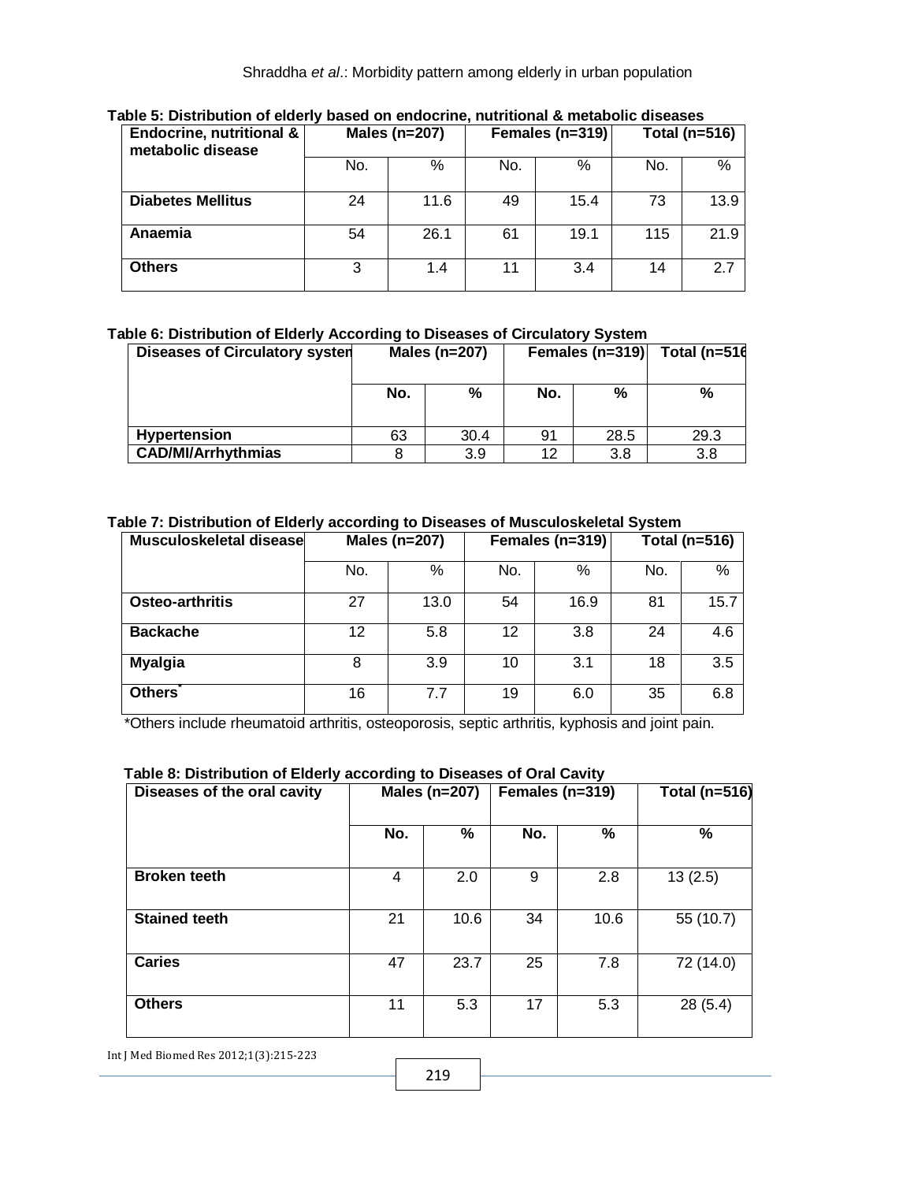**Table 5: Distribution of elderly based on endocrine, nutritional & metabolic diseases**

| Endocrine, nutritional & metabolic disease | Males (n=207) | | Females (n=319) | | Total (n=516) | |
|---|---|---|---|---|---|---|
| | No. | % | No. | % | No. | % |
| **Diabetes Mellitus** | 24 | 11.6 | 49 | 15.4 | 73 | 13.9 |
| **Anaemia** | 54 | 26.1 | 61 | 19.1 | 115 | 21.9 |
| **Others** | 3 | 1.4 | 11 | 3.4 | 14 | 2.7 |

**Table 6: Distribution of Elderly According to Diseases of Circulatory System**

| Diseases of Circulatory system | Males (n=207) | | Females (n=319) | | Total (n=516 |
|---|---|---|---|---|---|
| | No. | % | No. | % | % |
| **Hypertension** | 63 | 30.4 | 91 | 28.5 | 29.3 |
| **CAD/MI/Arrhythmias** | 8 | 3.9 | 12 | 3.8 | 3.8 |

**Table 7: Distribution of Elderly according to Diseases of Musculoskeletal System**

| Musculoskeletal disease | Males (n=207) | | Females (n=319) | | Total (n=516) | |
|---|---|---|---|---|---|---|
| | No. | % | No. | % | No. | % |
| **Osteo-arthritis** | 27 | 13.0 | 54 | 16.9 | 81 | 15.7 |
| **Backache** | 12 | 5.8 | 12 | 3.8 | 24 | 4.6 |
| **Myalgia** | 8 | 3.9 | 10 | 3.1 | 18 | 3.5 |
| **Others*** | 16 | 7.7 | 19 | 6.0 | 35 | 6.8 |

*Others include rheumatoid arthritis, osteoporosis, septic arthritis, kyphosis and joint pain.

**Table 8: Distribution of Elderly according to Diseases of Oral Cavity**

| Diseases of the oral cavity | Males (n=207) | | Females (n=319) | | Total (n=516) |
|---|---|---|---|---|---|
| | No. | % | No. | % | % |
| **Broken teeth** | 4 | 2.0 | 9 | 2.8 | 13 (2.5) |
| **Stained teeth** | 21 | 10.6 | 34 | 10.6 | 55 (10.7) |
| **Caries** | 47 | 23.7 | 25 | 7.8 | 72 (14.0) |
| **Others** | 11 | 5.3 | 17 | 5.3 | 28 (5.4) |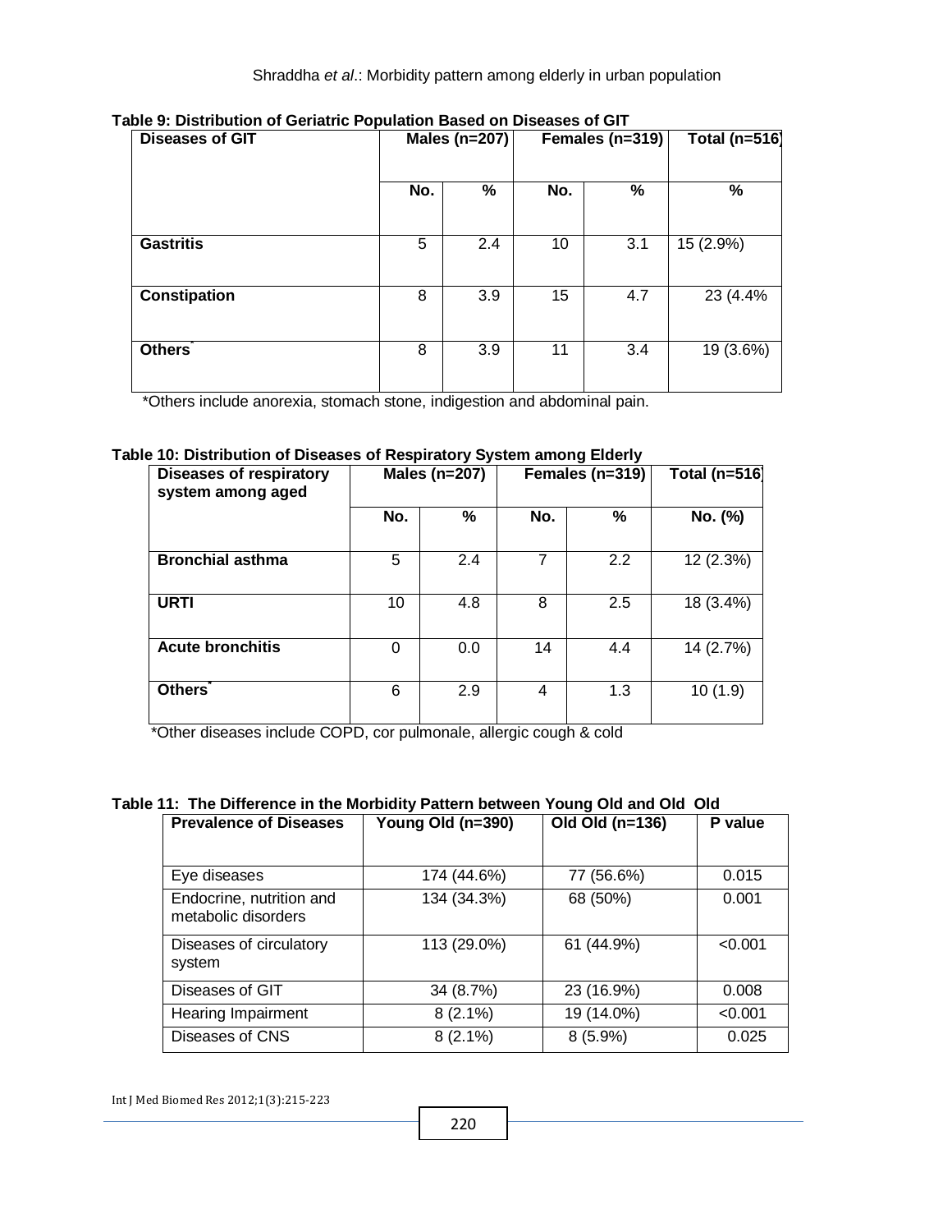**Table 9: Distribution of Geriatric Population Based on Diseases of GIT**

| Diseases of GIT | Males (n=207) | | Females (n=319) | | Total (n=516) |
|---|---|---|---|---|---|
| | No. | % | No. | % | % |
| **Gastritis** | 5 | 2.4 | 10 | 3.1 | 15 (2.9%) |
| **Constipation** | 8 | 3.9 | 15 | 4.7 | 23 (4.4% |
| **Others*** | 8 | 3.9 | 11 | 3.4 | 19 (3.6%) |

*Others include anorexia, stomach stone, indigestion and abdominal pain.

**Table 10: Distribution of Diseases of Respiratory System among Elderly**

| Diseases of respiratory system among aged | Males (n=207) | | Females (n=319) | | Total (n=516) |
|---|---|---|---|---|---|
| | No. | % | No. | % | No. (%) |
| **Bronchial asthma** | 5 | 2.4 | 7 | 2.2 | 12 (2.3%) |
| **URTI** | 10 | 4.8 | 8 | 2.5 | 18 (3.4%) |
| **Acute bronchitis** | 0 | 0.0 | 14 | 4.4 | 14 (2.7%) |
| **Others*** | 6 | 2.9 | 4 | 1.3 | 10 (1.9) |

*Other diseases include COPD, cor pulmonale, allergic cough & cold

**Table 11: The Difference in the Morbidity Pattern between Young Old and Old Old**

| Prevalence of Diseases | Young Old (n=390) | Old Old (n=136) | P value |
|---|---|---|---|
| Eye diseases | 174 (44.6%) | 77 (56.6%) | 0.015 |
| Endocrine, nutrition and metabolic disorders | 134 (34.3%) | 68 (50%) | 0.001 |
| Diseases of circulatory system | 113 (29.0%) | 61 (44.9%) | <0.001 |
| Diseases of GIT | 34 (8.7%) | 23 (16.9%) | 0.008 |
| Hearing Impairment | 8 (2.1%) | 19 (14.0%) | <0.001 |
| Diseases of CNS | 8 (2.1%) | 8 (5.9%) | 0.025 |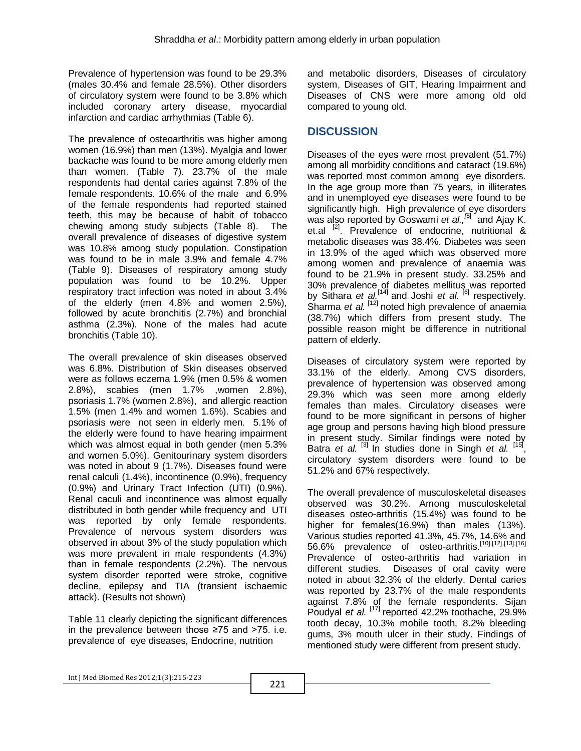Prevalence of hypertension was found to be 29.3% (males 30.4% and female 28.5%). Other disorders of circulatory system were found to be 3.8% which included coronary artery disease, myocardial infarction and cardiac arrhythmias (Table 6).

The prevalence of osteoarthritis was higher among women (16.9%) than men (13%). Myalgia and lower backache was found to be more among elderly men than women. (Table 7). 23.7% of the male respondents had dental caries against 7.8% of the female respondents. 10.6% of the male and 6.9% of the female respondents had reported stained teeth, this may be because of habit of tobacco chewing among study subjects (Table 8). The overall prevalence of diseases of digestive system was 10.8% among study population. Constipation was found to be in male 3.9% and female 4.7% (Table 9). Diseases of respiratory among study population was found to be 10.2%. Upper respiratory tract infection was noted in about 3.4% of the elderly (men 4.8% and women 2.5%), followed by acute bronchitis (2.7%) and bronchial asthma (2.3%). None of the males had acute bronchitis (Table 10).

The overall prevalence of skin diseases observed was 6.8%. Distribution of Skin diseases observed were as follows eczema 1.9% (men 0.5% & women 2.8%), scabies (men 1.7% ,women 2.8%), psoriasis 1.7% (women 2.8%), and allergic reaction 1.5% (men 1.4% and women 1.6%). Scabies and psoriasis were not seen in elderly men. 5.1% of the elderly were found to have hearing impairment which was almost equal in both gender (men 5.3% and women 5.0%). Genitourinary system disorders was noted in about 9 (1.7%). Diseases found were renal calculi (1.4%), incontinence (0.9%), frequency (0.9%) and Urinary Tract Infection (UTI) (0.9%). Renal caculi and incontinence was almost equally distributed in both gender while frequency and UTI was reported by only female respondents. Prevalence of nervous system disorders was observed in about 3% of the study population which was more prevalent in male respondents (4.3%) than in female respondents (2.2%). The nervous system disorder reported were stroke, cognitive decline, epilepsy and TIA (transient ischaemic attack). (Results not shown)

Table 11 clearly depicting the significant differences in the prevalence between those ≥75 and >75. i.e. prevalence of eye diseases, Endocrine, nutrition and metabolic disorders, Diseases of circulatory system, Diseases of GIT, Hearing Impairment and Diseases of CNS were more among old old compared to young old.

## DISCUSSION

Diseases of the eyes were most prevalent (51.7%) among all morbidity conditions and cataract (19.6%) was reported most common among eye disorders. In the age group more than 75 years, in illiterates and in unemployed eye diseases were found to be significantly high. High prevalence of eye disorders was also reported by Goswami *et al.,*[5] and Ajay K. et.al [2]. Prevalence of endocrine, nutritional & metabolic diseases was 38.4%. Diabetes was seen in 13.9% of the aged which was observed more among women and prevalence of anaemia was found to be 21.9% in present study. 33.25% and 30% prevalence of diabetes mellitus was reported by Sithara *et al.*[14] and Joshi *et al.* [6] respectively. Sharma *et al.* [12] noted high prevalence of anaemia (38.7%) which differs from present study. The possible reason might be difference in nutritional pattern of elderly.

Diseases of circulatory system were reported by 33.1% of the elderly. Among CVS disorders, prevalence of hypertension was observed among 29.3% which was seen more among elderly females than males. Circulatory diseases were found to be more significant in persons of higher age group and persons having high blood pressure in present study. Similar findings were noted by Batra *et al.* [3] In studies done in Singh *et al.* [15], circulatory system disorders were found to be 51.2% and 67% respectively.

The overall prevalence of musculoskeletal diseases observed was 30.2%. Among musculoskeletal diseases osteo-arthritis (15.4%) was found to be higher for females(16.9%) than males (13%). Various studies reported 41.3%, 45.7%, 14.6% and 56.6% prevalence of osteo-arthritis.[10],[12],[13],[16] Prevalence of osteo-arthritis had variation in different studies. Diseases of oral cavity were noted in about 32.3% of the elderly. Dental caries was reported by 23.7% of the male respondents against 7.8% of the female respondents. Sijan Poudyal *et al.* [17] reported 42.2% toothache, 29.9% tooth decay, 10.3% mobile tooth, 8.2% bleeding gums, 3% mouth ulcer in their study. Findings of mentioned study were different from present study.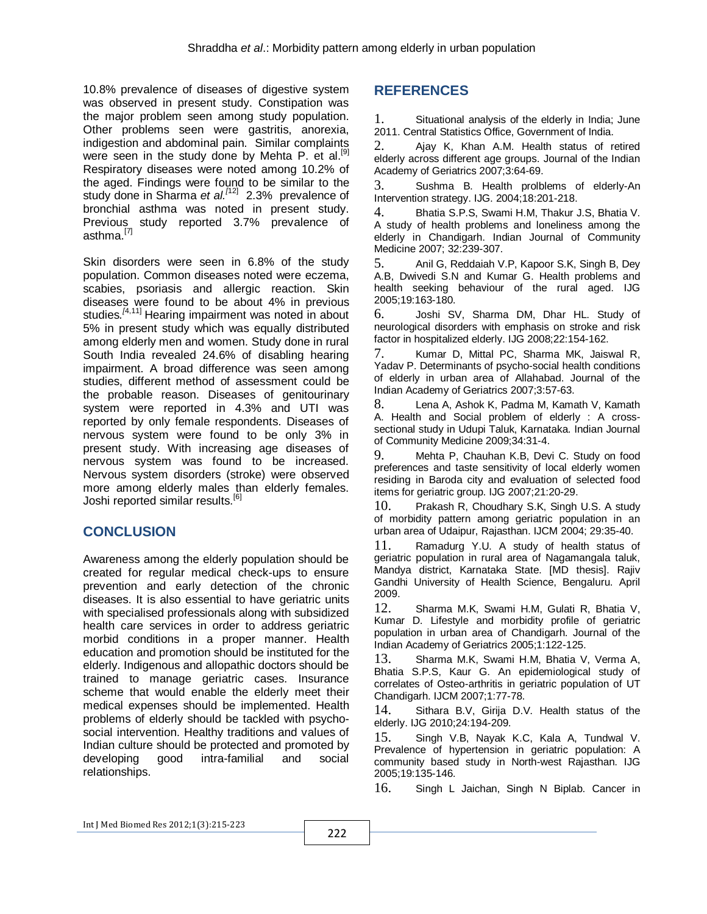10.8% prevalence of diseases of digestive system was observed in present study. Constipation was the major problem seen among study population. Other problems seen were gastritis, anorexia, indigestion and abdominal pain. Similar complaints were seen in the study done by Mehta P. et al.[9] Respiratory diseases were noted among 10.2% of the aged. Findings were found to be similar to the study done in Sharma *et al.*[12] 2.3% prevalence of bronchial asthma was noted in present study. Previous study reported 3.7% prevalence of asthma.[7]

Skin disorders were seen in 6.8% of the study population. Common diseases noted were eczema, scabies, psoriasis and allergic reaction. Skin diseases were found to be about 4% in previous studies.[4,11] Hearing impairment was noted in about 5% in present study which was equally distributed among elderly men and women. Study done in rural South India revealed 24.6% of disabling hearing impairment. A broad difference was seen among studies, different method of assessment could be the probable reason. Diseases of genitourinary system were reported in 4.3% and UTI was reported by only female respondents. Diseases of nervous system were found to be only 3% in present study. With increasing age diseases of nervous system was found to be increased. Nervous system disorders (stroke) were observed more among elderly males than elderly females. Joshi reported similar results.[6]

## CONCLUSION

Awareness among the elderly population should be created for regular medical check-ups to ensure prevention and early detection of the chronic diseases. It is also essential to have geriatric units with specialised professionals along with subsidized health care services in order to address geriatric morbid conditions in a proper manner. Health education and promotion should be instituted for the elderly. Indigenous and allopathic doctors should be trained to manage geriatric cases. Insurance scheme that would enable the elderly meet their medical expenses should be implemented. Health problems of elderly should be tackled with psycho-social intervention. Healthy traditions and values of Indian culture should be protected and promoted by developing good intra-familial and social relationships.

## REFERENCES

1. Situational analysis of the elderly in India; June 2011. Central Statistics Office, Government of India.
2. Ajay K, Khan A.M. Health status of retired elderly across different age groups. Journal of the Indian Academy of Geriatrics 2007;3:64-69.
3. Sushma B. Health prolblems of elderly-An Intervention strategy. IJG. 2004;18:201-218.
4. Bhatia S.P.S, Swami H.M, Thakur J.S, Bhatia V. A study of health problems and loneliness among the elderly in Chandigarh. Indian Journal of Community Medicine 2007; 32:239-307.
5. Anil G, Reddaiah V.P, Kapoor S.K, Singh B, Dey A.B, Dwivedi S.N and Kumar G. Health problems and health seeking behaviour of the rural aged. IJG 2005;19:163-180.
6. Joshi SV, Sharma DM, Dhar HL. Study of neurological disorders with emphasis on stroke and risk factor in hospitalized elderly. IJG 2008;22:154-162.
7. Kumar D, Mittal PC, Sharma MK, Jaiswal R, Yadav P. Determinants of psycho-social health conditions of elderly in urban area of Allahabad. Journal of the Indian Academy of Geriatrics 2007;3:57-63.
8. Lena A, Ashok K, Padma M, Kamath V, Kamath A. Health and Social problem of elderly : A cross-sectional study in Udupi Taluk, Karnataka. Indian Journal of Community Medicine 2009;34:31-4.
9. Mehta P, Chauhan K.B, Devi C. Study on food preferences and taste sensitivity of local elderly women residing in Baroda city and evaluation of selected food items for geriatric group. IJG 2007;21:20-29.
10. Prakash R, Choudhary S.K, Singh U.S. A study of morbidity pattern among geriatric population in an urban area of Udaipur, Rajasthan. IJCM 2004; 29:35-40.
11. Ramadurg Y.U. A study of health status of geriatric population in rural area of Nagamangala taluk, Mandya district, Karnataka State. [MD thesis]. Rajiv Gandhi University of Health Science, Bengaluru. April 2009.
12. Sharma M.K, Swami H.M, Gulati R, Bhatia V, Kumar D. Lifestyle and morbidity profile of geriatric population in urban area of Chandigarh. Journal of the Indian Academy of Geriatrics 2005;1:122-125.
13. Sharma M.K, Swami H.M, Bhatia V, Verma A, Bhatia S.P.S, Kaur G. An epidemiological study of correlates of Osteo-arthritis in geriatric population of UT Chandigarh. IJCM 2007;1:77-78.
14. Sithara B.V, Girija D.V. Health status of the elderly. IJG 2010;24:194-209.
15. Singh V.B, Nayak K.C, Kala A, Tundwal V. Prevalence of hypertension in geriatric population: A community based study in North-west Rajasthan. IJG 2005;19:135-146.
16. Singh L Jaichan, Singh N Biplab. Cancer in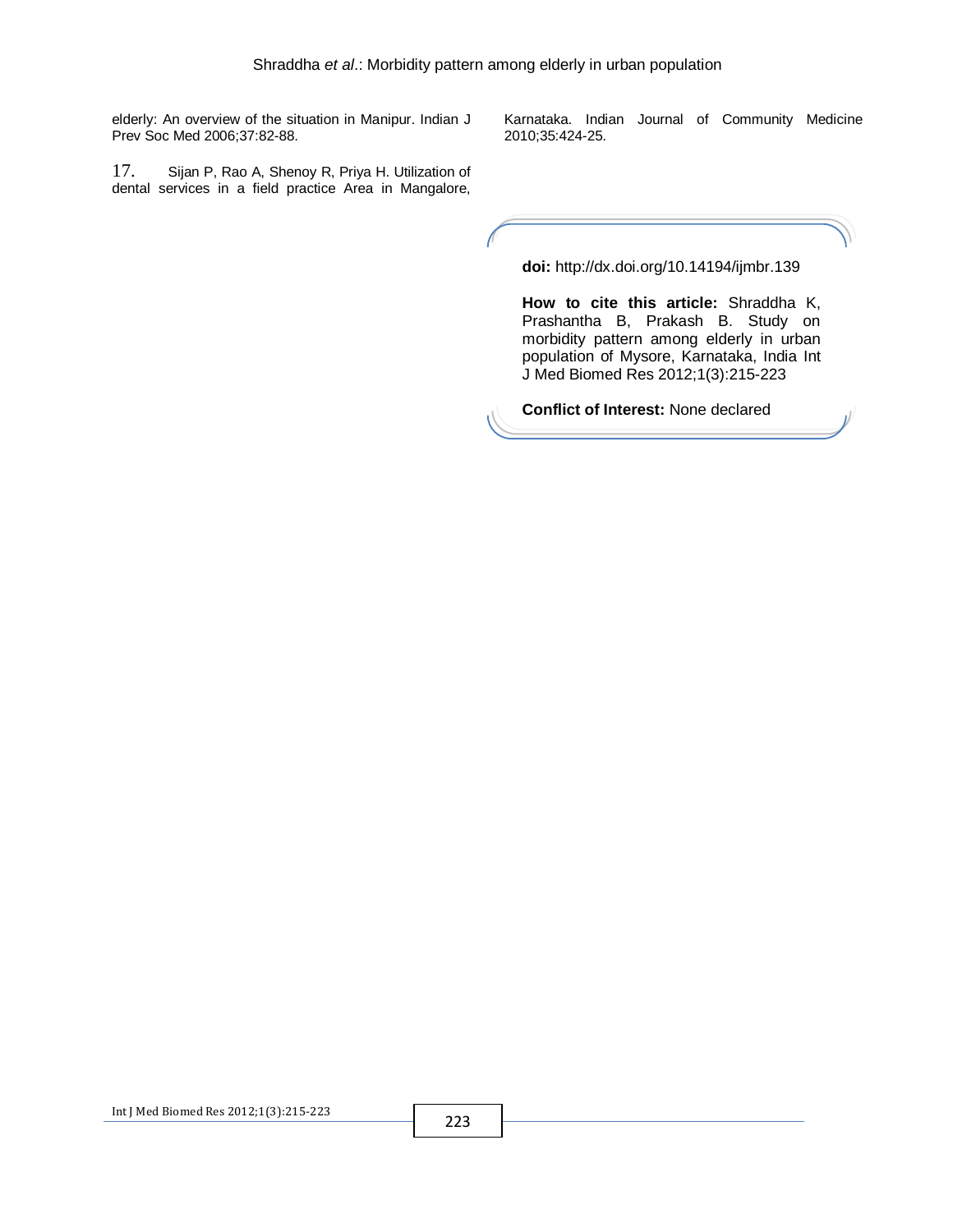elderly: An overview of the situation in Manipur. Indian J Prev Soc Med 2006;37:82-88.

17. Sijan P, Rao A, Shenoy R, Priya H. Utilization of dental services in a field practice Area in Mangalore, Karnataka. Indian Journal of Community Medicine 2010;35:424-25.

**doi:** http://dx.doi.org/10.14194/ijmbr.139

**How to cite this article:** Shraddha K, Prashantha B, Prakash B. Study on morbidity pattern among elderly in urban population of Mysore, Karnataka, India Int J Med Biomed Res 2012;1(3):215-223

**Conflict of Interest:** None declared